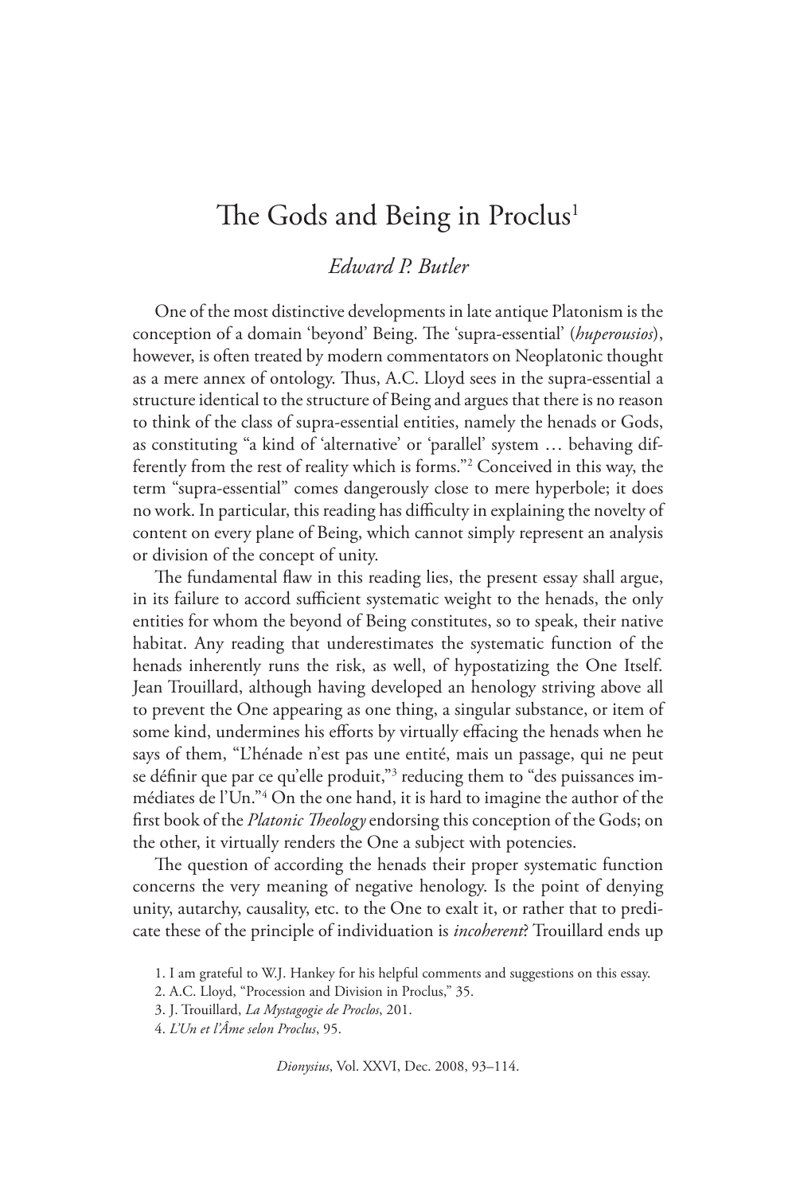# The Gods and Being in Proclus[1]

*Edward P. Butler*

One of the most distinctive developments in late antique Platonism is the conception of a domain 'beyond' Being. The 'supra-essential' (*huperousios*), however, is often treated by modern commentators on Neoplatonic thought as a mere annex of ontology. Thus, A.C. Lloyd sees in the supra-essential a structure identical to the structure of Being and argues that there is no reason to think of the class of supra-essential entities, namely the henads or Gods, as constituting "a kind of 'alternative' or 'parallel' system … behaving differently from the rest of reality which is forms."[2] Conceived in this way, the term "supra-essential" comes dangerously close to mere hyperbole; it does no work. In particular, this reading has difficulty in explaining the novelty of content on every plane of Being, which cannot simply represent an analysis or division of the concept of unity.

The fundamental flaw in this reading lies, the present essay shall argue, in its failure to accord sufficient systematic weight to the henads, the only entities for whom the beyond of Being constitutes, so to speak, their native habitat. Any reading that underestimates the systematic function of the henads inherently runs the risk, as well, of hypostatizing the One Itself. Jean Trouillard, although having developed an henology striving above all to prevent the One appearing as one thing, a singular substance, or item of some kind, undermines his efforts by virtually effacing the henads when he says of them, "L'hénade n'est pas une entité, mais un passage, qui ne peut se définir que par ce qu'elle produit,"[3] reducing them to "des puissances immédiates de l'Un."[4] On the one hand, it is hard to imagine the author of the first book of the *Platonic Theology* endorsing this conception of the Gods; on the other, it virtually renders the One a subject with potencies.

The question of according the henads their proper systematic function concerns the very meaning of negative henology. Is the point of denying unity, autarchy, causality, etc. to the One to exalt it, or rather that to predicate these of the principle of individuation is *incoherent*? Trouillard ends up

1. I am grateful to W.J. Hankey for his helpful comments and suggestions on this essay.

2. A.C. Lloyd, "Procession and Division in Proclus," 35.

3. J. Trouillard, *La Mystagogie de Proclos*, 201.

4. *L'Un et l'Âme selon Proclus*, 95.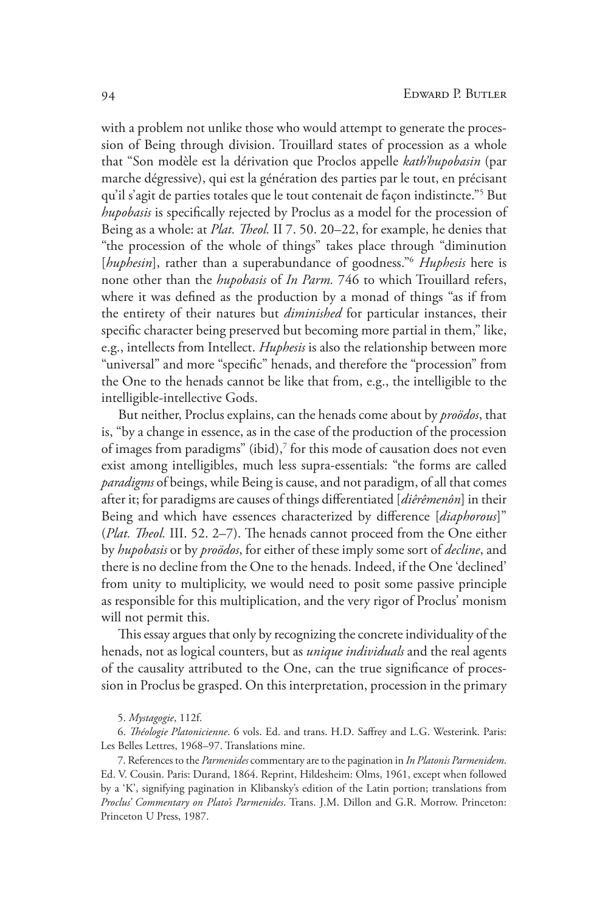with a problem not unlike those who would attempt to generate the procession of Being through division. Trouillard states of procession as a whole that "Son modèle est la dérivation que Proclos appelle *kath'hupobasin* (par marche dégressive), qui est la génération des parties par le tout, en précisant qu'il s'agit de parties totales que le tout contenait de façon indistincte."[5] But *hupobasis* is specifically rejected by Proclus as a model for the procession of Being as a whole: at *Plat. Theol.* II 7. 50. 20–22, for example, he denies that "the procession of the whole of things" takes place through "diminution [*huphesin*], rather than a superabundance of goodness."[6] *Huphesis* here is none other than the *hupobasis* of *In Parm.* 746 to which Trouillard refers, where it was defined as the production by a monad of things "as if from the entirety of their natures but *diminished* for particular instances, their specific character being preserved but becoming more partial in them," like, e.g., intellects from Intellect. *Huphesis* is also the relationship between more "universal" and more "specific" henads, and therefore the "procession" from the One to the henads cannot be like that from, e.g., the intelligible to the intelligible-intellective Gods.

But neither, Proclus explains, can the henads come about by *proödos*, that is, "by a change in essence, as in the case of the production of the procession of images from paradigms" (ibid),[7] for this mode of causation does not even exist among intelligibles, much less supra-essentials: "the forms are called *paradigms* of beings, while Being is cause, and not paradigm, of all that comes after it; for paradigms are causes of things differentiated [*diêrêmenôn*] in their Being and which have essences characterized by difference [*diaphorous*]" (*Plat. Theol.* III. 52. 2–7). The henads cannot proceed from the One either by *hupobasis* or by *proödos*, for either of these imply some sort of *decline*, and there is no decline from the One to the henads. Indeed, if the One 'declined' from unity to multiplicity, we would need to posit some passive principle as responsible for this multiplication, and the very rigor of Proclus' monism will not permit this.

This essay argues that only by recognizing the concrete individuality of the henads, not as logical counters, but as *unique individuals* and the real agents of the causality attributed to the One, can the true significance of procession in Proclus be grasped. On this interpretation, procession in the primary

5. *Mystagogie*, 112f.

6. *Théologie Platonicienne*. 6 vols. Ed. and trans. H.D. Saffrey and L.G. Westerink. Paris: Les Belles Lettres, 1968–97. Translations mine.

7. References to the *Parmenides* commentary are to the pagination in *In Platonis Parmenidem*. Ed. V. Cousin. Paris: Durand, 1864. Reprint, Hildesheim: Olms, 1961, except when followed by a 'K', signifying pagination in Klibansky's edition of the Latin portion; translations from *Proclus' Commentary on Plato's Parmenides*. Trans. J.M. Dillon and G.R. Morrow. Princeton: Princeton U Press, 1987.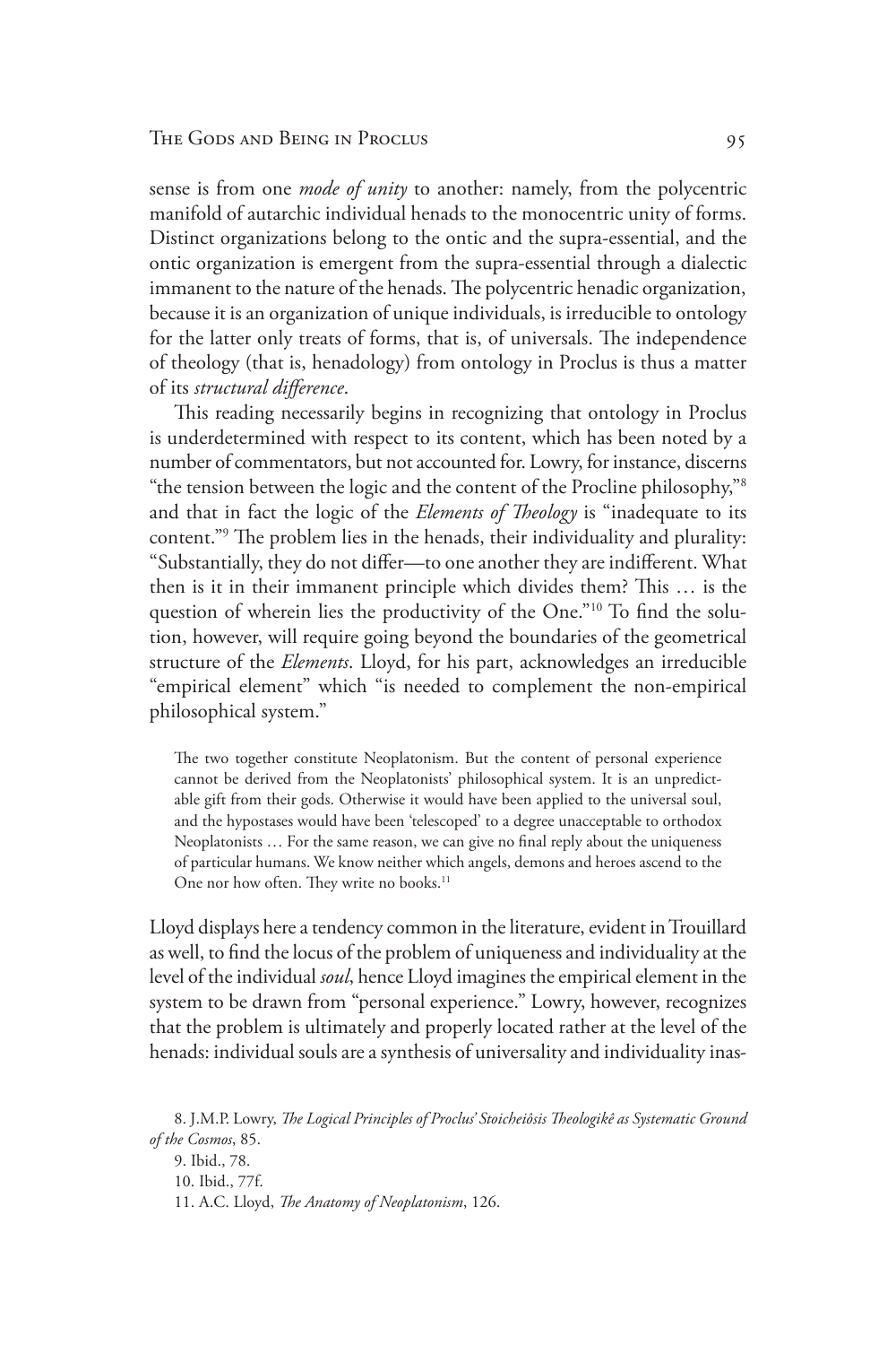sense is from one *mode of unity* to another: namely, from the polycentric manifold of autarchic individual henads to the monocentric unity of forms. Distinct organizations belong to the ontic and the supra-essential, and the ontic organization is emergent from the supra-essential through a dialectic immanent to the nature of the henads. The polycentric henadic organization, because it is an organization of unique individuals, is irreducible to ontology for the latter only treats of forms, that is, of universals. The independence of theology (that is, henadology) from ontology in Proclus is thus a matter of its *structural difference*.

This reading necessarily begins in recognizing that ontology in Proclus is underdetermined with respect to its content, which has been noted by a number of commentators, but not accounted for. Lowry, for instance, discerns "the tension between the logic and the content of the Procline philosophy,"[8] and that in fact the logic of the *Elements of Theology* is "inadequate to its content."[9] The problem lies in the henads, their individuality and plurality: "Substantially, they do not differ—to one another they are indifferent. What then is it in their immanent principle which divides them? This … is the question of wherein lies the productivity of the One."[10] To find the solution, however, will require going beyond the boundaries of the geometrical structure of the *Elements*. Lloyd, for his part, acknowledges an irreducible "empirical element" which "is needed to complement the non-empirical philosophical system."

> The two together constitute Neoplatonism. But the content of personal experience cannot be derived from the Neoplatonists' philosophical system. It is an unpredictable gift from their gods. Otherwise it would have been applied to the universal soul, and the hypostases would have been 'telescoped' to a degree unacceptable to orthodox Neoplatonists … For the same reason, we can give no final reply about the uniqueness of particular humans. We know neither which angels, demons and heroes ascend to the One nor how often. They write no books.[11]

Lloyd displays here a tendency common in the literature, evident in Trouillard as well, to find the locus of the problem of uniqueness and individuality at the level of the individual *soul*, hence Lloyd imagines the empirical element in the system to be drawn from "personal experience." Lowry, however, recognizes that the problem is ultimately and properly located rather at the level of the henads: individual souls are a synthesis of universality and individuality inas-

8. J.M.P. Lowry, *The Logical Principles of Proclus' Stoicheiôsis Theologikê as Systematic Ground of the Cosmos*, 85.

9. Ibid., 78.

10. Ibid., 77f.

11. A.C. Lloyd, *The Anatomy of Neoplatonism*, 126.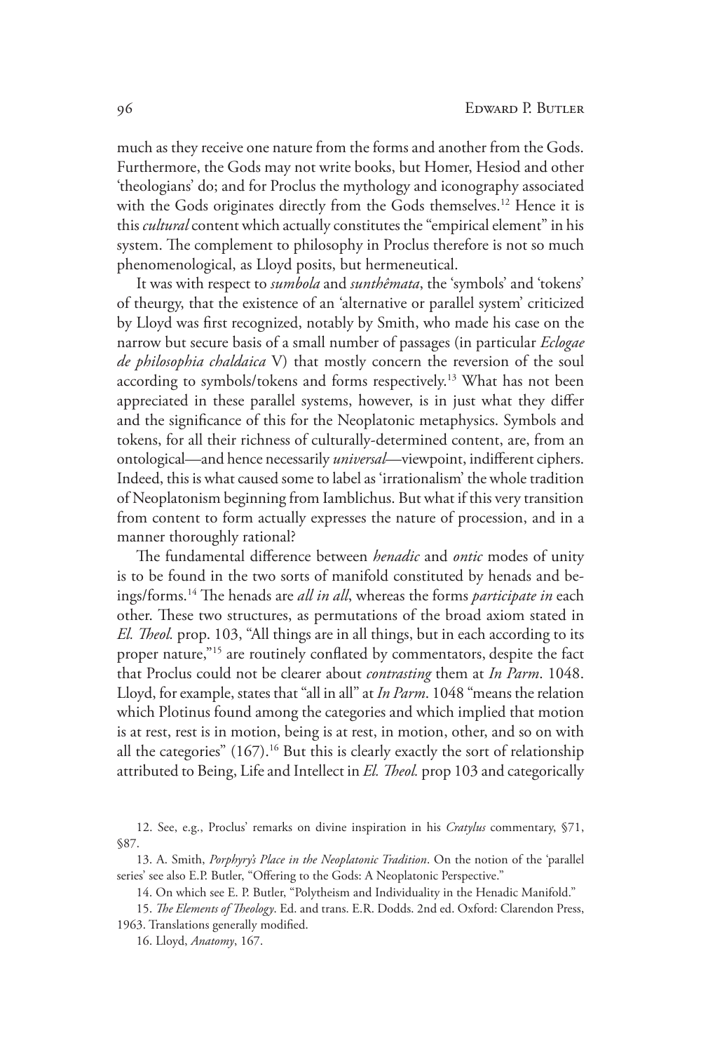much as they receive one nature from the forms and another from the Gods. Furthermore, the Gods may not write books, but Homer, Hesiod and other 'theologians' do; and for Proclus the mythology and iconography associated with the Gods originates directly from the Gods themselves.[12] Hence it is this *cultural* content which actually constitutes the "empirical element" in his system. The complement to philosophy in Proclus therefore is not so much phenomenological, as Lloyd posits, but hermeneutical.

It was with respect to *sumbola* and *sunthêmata*, the 'symbols' and 'tokens' of theurgy, that the existence of an 'alternative or parallel system' criticized by Lloyd was first recognized, notably by Smith, who made his case on the narrow but secure basis of a small number of passages (in particular *Eclogae de philosophia chaldaica* V) that mostly concern the reversion of the soul according to symbols/tokens and forms respectively.[13] What has not been appreciated in these parallel systems, however, is in just what they differ and the significance of this for the Neoplatonic metaphysics. Symbols and tokens, for all their richness of culturally-determined content, are, from an ontological—and hence necessarily *universal*—viewpoint, indifferent ciphers. Indeed, this is what caused some to label as 'irrationalism' the whole tradition of Neoplatonism beginning from Iamblichus. But what if this very transition from content to form actually expresses the nature of procession, and in a manner thoroughly rational?

The fundamental difference between *henadic* and *ontic* modes of unity is to be found in the two sorts of manifold constituted by henads and beings/forms.[14] The henads are *all in all*, whereas the forms *participate in* each other. These two structures, as permutations of the broad axiom stated in *El. Theol.* prop. 103, "All things are in all things, but in each according to its proper nature,"[15] are routinely conflated by commentators, despite the fact that Proclus could not be clearer about *contrasting* them at *In Parm*. 1048. Lloyd, for example, states that "all in all" at *In Parm*. 1048 "means the relation which Plotinus found among the categories and which implied that motion is at rest, rest is in motion, being is at rest, in motion, other, and so on with all the categories" (167).[16] But this is clearly exactly the sort of relationship attributed to Being, Life and Intellect in *El. Theol.* prop 103 and categorically

12. See, e.g., Proclus' remarks on divine inspiration in his *Cratylus* commentary, §71, §87.

13. A. Smith, *Porphyry's Place in the Neoplatonic Tradition*. On the notion of the 'parallel series' see also E.P. Butler, "Offering to the Gods: A Neoplatonic Perspective."

14. On which see E. P. Butler, "Polytheism and Individuality in the Henadic Manifold."

15. *The Elements of Theology*. Ed. and trans. E.R. Dodds. 2nd ed. Oxford: Clarendon Press, 1963. Translations generally modified.

16. Lloyd, *Anatomy*, 167.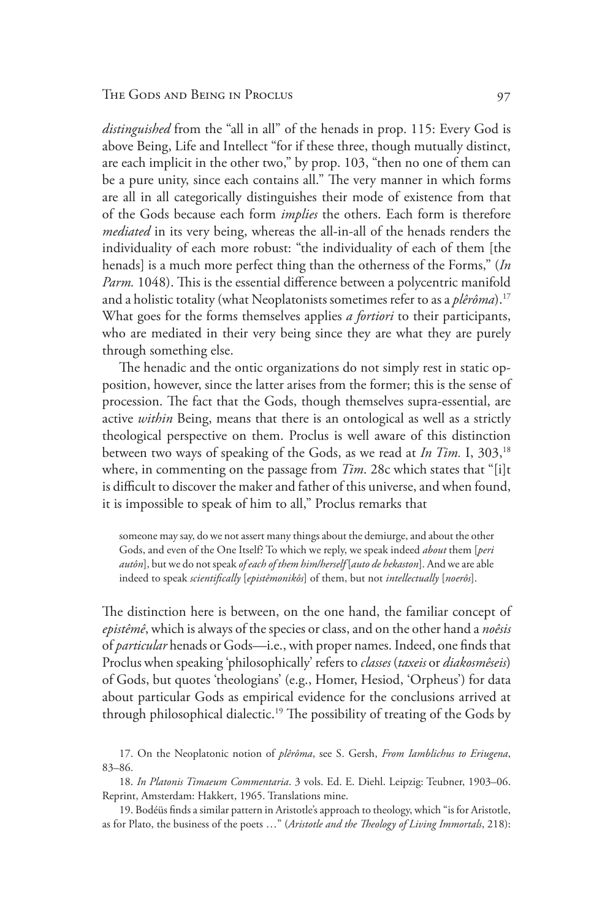*distinguished* from the "all in all" of the henads in prop. 115: Every God is above Being, Life and Intellect "for if these three, though mutually distinct, are each implicit in the other two," by prop. 103, "then no one of them can be a pure unity, since each contains all." The very manner in which forms are all in all categorically distinguishes their mode of existence from that of the Gods because each form *implies* the others. Each form is therefore *mediated* in its very being, whereas the all-in-all of the henads renders the individuality of each more robust: "the individuality of each of them [the henads] is a much more perfect thing than the otherness of the Forms," (*In Parm.* 1048). This is the essential difference between a polycentric manifold and a holistic totality (what Neoplatonists sometimes refer to as a *plêrôma*).[17] What goes for the forms themselves applies *a fortiori* to their participants, who are mediated in their very being since they are what they are purely through something else.

The henadic and the ontic organizations do not simply rest in static opposition, however, since the latter arises from the former; this is the sense of procession. The fact that the Gods, though themselves supra-essential, are active *within* Being, means that there is an ontological as well as a strictly theological perspective on them. Proclus is well aware of this distinction between two ways of speaking of the Gods, as we read at *In Tim.* I, 303,[18] where, in commenting on the passage from *Tim*. 28c which states that "[i]t is difficult to discover the maker and father of this universe, and when found, it is impossible to speak of him to all," Proclus remarks that

> someone may say, do we not assert many things about the demiurge, and about the other Gods, and even of the One Itself? To which we reply, we speak indeed *about* them [*peri autôn*], but we do not speak *of each of them him/herself* [*auto de hekaston*]. And we are able indeed to speak *scientifically* [*epistêmonikôs*] of them, but not *intellectually* [*noerôs*].

The distinction here is between, on the one hand, the familiar concept of *epistêmê*, which is always of the species or class, and on the other hand a *noêsis* of *particular* henads or Gods—i.e., with proper names. Indeed, one finds that Proclus when speaking 'philosophically' refers to *classes* (*taxeis* or *diakosmêseis*) of Gods, but quotes 'theologians' (e.g., Homer, Hesiod, 'Orpheus') for data about particular Gods as empirical evidence for the conclusions arrived at through philosophical dialectic.[19] The possibility of treating of the Gods by

17. On the Neoplatonic notion of *plêrôma*, see S. Gersh, *From Iamblichus to Eriugena*, 83–86.

18. *In Platonis Timaeum Commentaria*. 3 vols. Ed. E. Diehl. Leipzig: Teubner, 1903–06. Reprint, Amsterdam: Hakkert, 1965. Translations mine.

19. Bodéüs finds a similar pattern in Aristotle's approach to theology, which "is for Aristotle, as for Plato, the business of the poets …" (*Aristotle and the Theology of Living Immortals*, 218):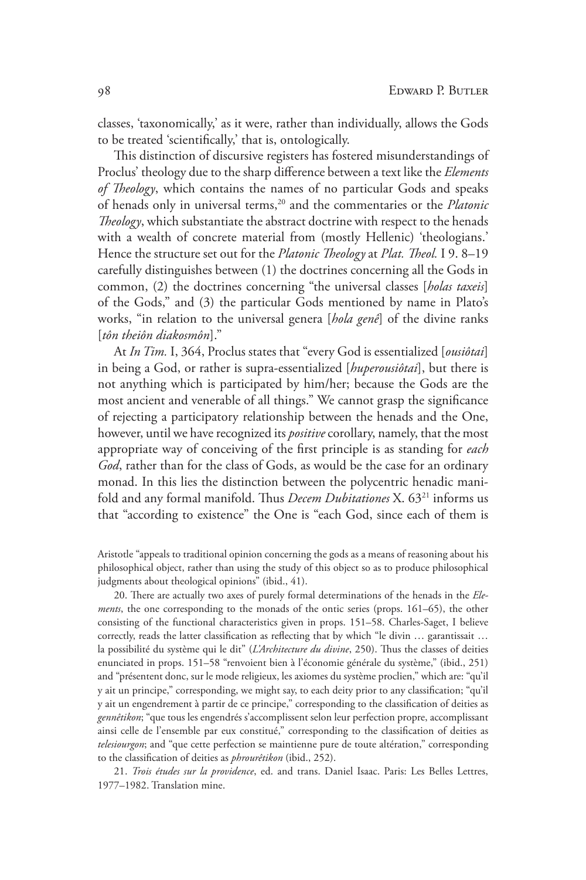classes, 'taxonomically,' as it were, rather than individually, allows the Gods to be treated 'scientifically,' that is, ontologically.

This distinction of discursive registers has fostered misunderstandings of Proclus' theology due to the sharp difference between a text like the *Elements of Theology*, which contains the names of no particular Gods and speaks of henads only in universal terms,[20] and the commentaries or the *Platonic Theology*, which substantiate the abstract doctrine with respect to the henads with a wealth of concrete material from (mostly Hellenic) 'theologians.' Hence the structure set out for the *Platonic Theology* at *Plat. Theol.* I 9. 8–19 carefully distinguishes between (1) the doctrines concerning all the Gods in common, (2) the doctrines concerning "the universal classes [*holas taxeis*] of the Gods," and (3) the particular Gods mentioned by name in Plato's works, "in relation to the universal genera [*hola genê*] of the divine ranks [*tôn theiôn diakosmôn*]."

At *In Tim.* I, 364, Proclus states that "every God is essentialized [*ousiôtai*] in being a God, or rather is supra-essentialized [*huperousiôtai*], but there is not anything which is participated by him/her; because the Gods are the most ancient and venerable of all things." We cannot grasp the significance of rejecting a participatory relationship between the henads and the One, however, until we have recognized its *positive* corollary, namely, that the most appropriate way of conceiving of the first principle is as standing for *each God*, rather than for the class of Gods, as would be the case for an ordinary monad. In this lies the distinction between the polycentric henadic manifold and any formal manifold. Thus *Decem Dubitationes* X. 63[21] informs us that "according to existence" the One is "each God, since each of them is

Aristotle "appeals to traditional opinion concerning the gods as a means of reasoning about his philosophical object, rather than using the study of this object so as to produce philosophical judgments about theological opinions" (ibid., 41).

20. There are actually two axes of purely formal determinations of the henads in the *Elements*, the one corresponding to the monads of the ontic series (props. 161–65), the other consisting of the functional characteristics given in props. 151–58. Charles-Saget, I believe correctly, reads the latter classification as reflecting that by which "le divin … garantissait … la possibilité du système qui le dit" (*L'Architecture du divine*, 250). Thus the classes of deities enunciated in props. 151–58 "renvoient bien à l'économie générale du système," (ibid., 251) and "présentent donc, sur le mode religieux, les axiomes du système proclien," which are: "qu'il y ait un principe," corresponding, we might say, to each deity prior to any classification; "qu'il y ait un engendrement à partir de ce principe," corresponding to the classification of deities as *gennêtikon*; "que tous les engendrés s'accomplissent selon leur perfection propre, accomplissant ainsi celle de l'ensemble par eux constitué," corresponding to the classification of deities as *telesiourgon*; and "que cette perfection se maintienne pure de toute altération," corresponding to the classification of deities as *phrourêtikon* (ibid., 252).

21. *Trois études sur la providence*, ed. and trans. Daniel Isaac. Paris: Les Belles Lettres, 1977–1982. Translation mine.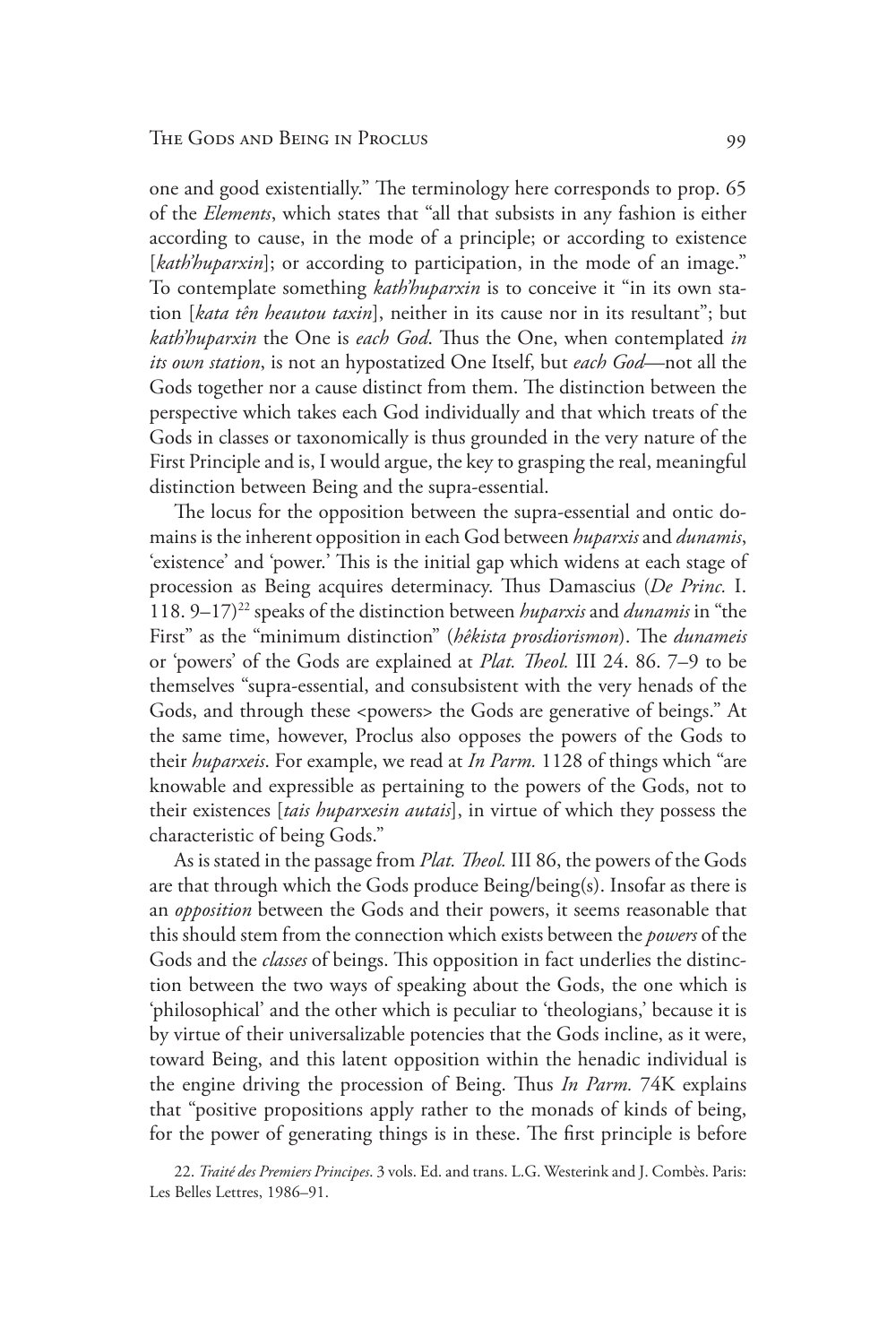one and good existentially." The terminology here corresponds to prop. 65 of the *Elements*, which states that "all that subsists in any fashion is either according to cause, in the mode of a principle; or according to existence [*kath'huparxin*]; or according to participation, in the mode of an image." To contemplate something *kath'huparxin* is to conceive it "in its own station [*kata tên heautou taxin*], neither in its cause nor in its resultant"; but *kath'huparxin* the One is *each God*. Thus the One, when contemplated *in its own station*, is not an hypostatized One Itself, but *each God*—not all the Gods together nor a cause distinct from them. The distinction between the perspective which takes each God individually and that which treats of the Gods in classes or taxonomically is thus grounded in the very nature of the First Principle and is, I would argue, the key to grasping the real, meaningful distinction between Being and the supra-essential.

The locus for the opposition between the supra-essential and ontic domains is the inherent opposition in each God between *huparxis* and *dunamis*, 'existence' and 'power.' This is the initial gap which widens at each stage of procession as Being acquires determinacy. Thus Damascius (*De Princ.* I. 118. 9–17)[22] speaks of the distinction between *huparxis* and *dunamis* in "the First" as the "minimum distinction" (*hêkista prosdiorismon*). The *dunameis* or 'powers' of the Gods are explained at *Plat. Theol.* III 24. 86. 7–9 to be themselves "supra-essential, and consubsistent with the very henads of the Gods, and through these <powers> the Gods are generative of beings." At the same time, however, Proclus also opposes the powers of the Gods to their *huparxeis*. For example, we read at *In Parm.* 1128 of things which "are knowable and expressible as pertaining to the powers of the Gods, not to their existences [*tais huparxesin autais*], in virtue of which they possess the characteristic of being Gods."

As is stated in the passage from *Plat. Theol.* III 86, the powers of the Gods are that through which the Gods produce Being/being(s). Insofar as there is an *opposition* between the Gods and their powers, it seems reasonable that this should stem from the connection which exists between the *powers* of the Gods and the *classes* of beings. This opposition in fact underlies the distinction between the two ways of speaking about the Gods, the one which is 'philosophical' and the other which is peculiar to 'theologians,' because it is by virtue of their universalizable potencies that the Gods incline, as it were, toward Being, and this latent opposition within the henadic individual is the engine driving the procession of Being. Thus *In Parm.* 74K explains that "positive propositions apply rather to the monads of kinds of being, for the power of generating things is in these. The first principle is before

22. *Traité des Premiers Principes*. 3 vols. Ed. and trans. L.G. Westerink and J. Combès. Paris: Les Belles Lettres, 1986–91.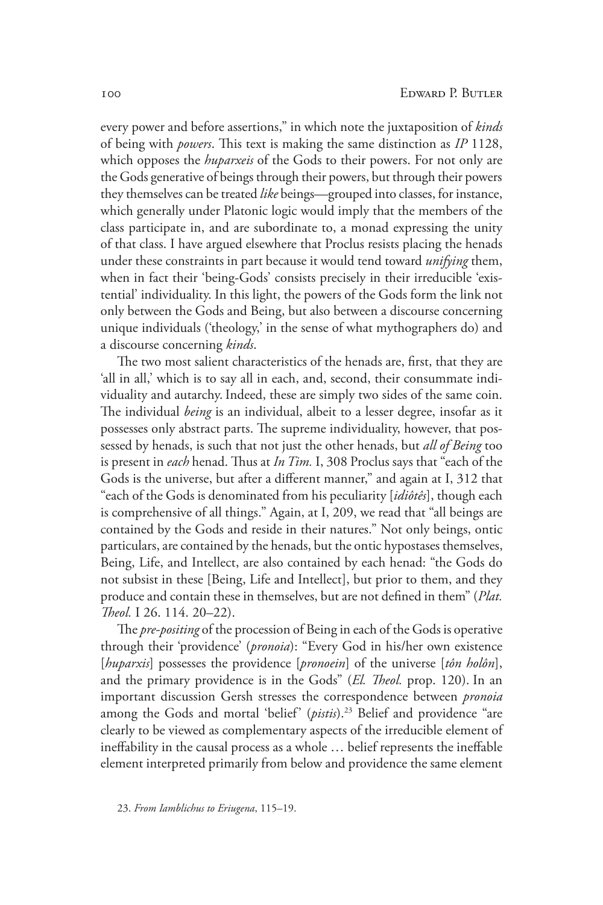every power and before assertions," in which note the juxtaposition of *kinds* of being with *powers*. This text is making the same distinction as *IP* 1128, which opposes the *huparxeis* of the Gods to their powers. For not only are the Gods generative of beings through their powers, but through their powers they themselves can be treated *like* beings—grouped into classes, for instance, which generally under Platonic logic would imply that the members of the class participate in, and are subordinate to, a monad expressing the unity of that class. I have argued elsewhere that Proclus resists placing the henads under these constraints in part because it would tend toward *unifying* them, when in fact their 'being-Gods' consists precisely in their irreducible 'existential' individuality. In this light, the powers of the Gods form the link not only between the Gods and Being, but also between a discourse concerning unique individuals ('theology,' in the sense of what mythographers do) and a discourse concerning *kinds*.

The two most salient characteristics of the henads are, first, that they are 'all in all,' which is to say all in each, and, second, their consummate individuality and autarchy. Indeed, these are simply two sides of the same coin. The individual *being* is an individual, albeit to a lesser degree, insofar as it possesses only abstract parts. The supreme individuality, however, that possessed by henads, is such that not just the other henads, but *all of Being* too is present in *each* henad. Thus at *In Tim.* I, 308 Proclus says that "each of the Gods is the universe, but after a different manner," and again at I, 312 that "each of the Gods is denominated from his peculiarity [*idiôtês*], though each is comprehensive of all things." Again, at I, 209, we read that "all beings are contained by the Gods and reside in their natures." Not only beings, ontic particulars, are contained by the henads, but the ontic hypostases themselves, Being, Life, and Intellect, are also contained by each henad: "the Gods do not subsist in these [Being, Life and Intellect], but prior to them, and they produce and contain these in themselves, but are not defined in them" (*Plat. Theol.* I 26. 114. 20–22).

The *pre-positing* of the procession of Being in each of the Gods is operative through their 'providence' (*pronoia*): "Every God in his/her own existence [*huparxis*] possesses the providence [*pronoein*] of the universe [*tôn holôn*], and the primary providence is in the Gods" (*El. Theol.* prop. 120). In an important discussion Gersh stresses the correspondence between *pronoia* among the Gods and mortal 'belief' (*pistis*).[23] Belief and providence "are clearly to be viewed as complementary aspects of the irreducible element of ineffability in the causal process as a whole … belief represents the ineffable element interpreted primarily from below and providence the same element

23. *From Iamblichus to Eriugena*, 115–19.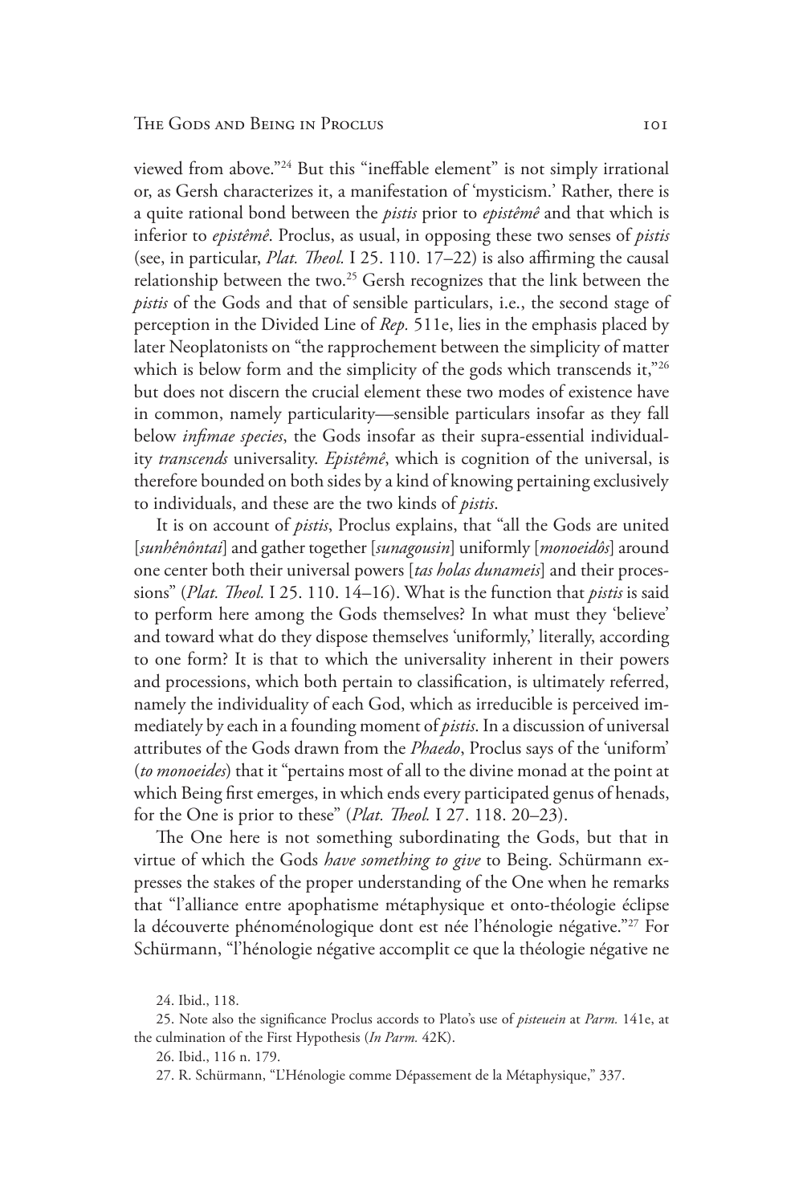viewed from above."[24] But this "ineffable element" is not simply irrational or, as Gersh characterizes it, a manifestation of 'mysticism.' Rather, there is a quite rational bond between the *pistis* prior to *epistêmê* and that which is inferior to *epistêmê*. Proclus, as usual, in opposing these two senses of *pistis* (see, in particular, *Plat. Theol.* I 25. 110. 17–22) is also affirming the causal relationship between the two.[25] Gersh recognizes that the link between the *pistis* of the Gods and that of sensible particulars, i.e., the second stage of perception in the Divided Line of *Rep.* 511e, lies in the emphasis placed by later Neoplatonists on "the rapprochement between the simplicity of matter which is below form and the simplicity of the gods which transcends it,"[26] but does not discern the crucial element these two modes of existence have in common, namely particularity—sensible particulars insofar as they fall below *infimae species*, the Gods insofar as their supra-essential individuality *transcends* universality. *Epistêmê*, which is cognition of the universal, is therefore bounded on both sides by a kind of knowing pertaining exclusively to individuals, and these are the two kinds of *pistis*.

It is on account of *pistis*, Proclus explains, that "all the Gods are united [*sunhênôntai*] and gather together [*sunagousin*] uniformly [*monoeidôs*] around one center both their universal powers [*tas holas dunameis*] and their processions" (*Plat. Theol.* I 25. 110. 14–16). What is the function that *pistis* is said to perform here among the Gods themselves? In what must they 'believe' and toward what do they dispose themselves 'uniformly,' literally, according to one form? It is that to which the universality inherent in their powers and processions, which both pertain to classification, is ultimately referred, namely the individuality of each God, which as irreducible is perceived immediately by each in a founding moment of *pistis*. In a discussion of universal attributes of the Gods drawn from the *Phaedo*, Proclus says of the 'uniform' (*to monoeides*) that it "pertains most of all to the divine monad at the point at which Being first emerges, in which ends every participated genus of henads, for the One is prior to these" (*Plat. Theol.* I 27. 118. 20–23).

The One here is not something subordinating the Gods, but that in virtue of which the Gods *have something to give* to Being. Schürmann expresses the stakes of the proper understanding of the One when he remarks that "l'alliance entre apophatisme métaphysique et onto-théologie éclipse la découverte phénoménologique dont est née l'hénologie négative."[27] For Schürmann, "l'hénologie négative accomplit ce que la théologie négative ne

24. Ibid., 118.

25. Note also the significance Proclus accords to Plato's use of *pisteuein* at *Parm.* 141e, at the culmination of the First Hypothesis (*In Parm.* 42K).

26. Ibid., 116 n. 179.

27. R. Schürmann, "L'Hénologie comme Dépassement de la Métaphysique," 337.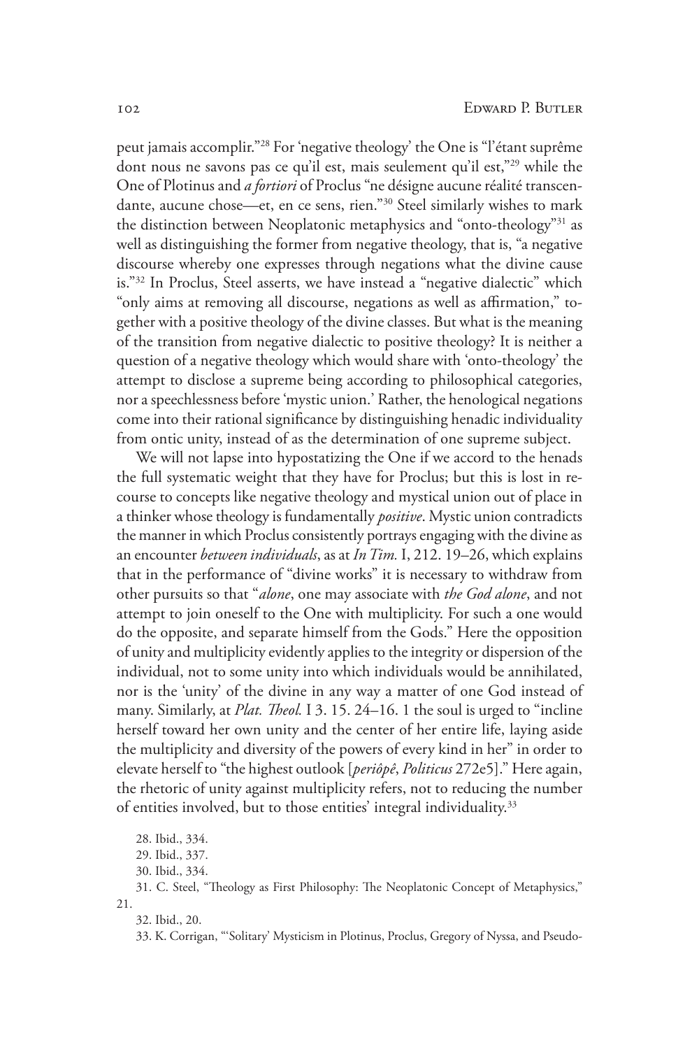peut jamais accomplir."[28] For 'negative theology' the One is "l'étant suprême dont nous ne savons pas ce qu'il est, mais seulement qu'il est,"[29] while the One of Plotinus and *a fortiori* of Proclus "ne désigne aucune réalité transcendante, aucune chose—et, en ce sens, rien."[30] Steel similarly wishes to mark the distinction between Neoplatonic metaphysics and "onto-theology"[31] as well as distinguishing the former from negative theology, that is, "a negative discourse whereby one expresses through negations what the divine cause is."[32] In Proclus, Steel asserts, we have instead a "negative dialectic" which "only aims at removing all discourse, negations as well as affirmation," together with a positive theology of the divine classes. But what is the meaning of the transition from negative dialectic to positive theology? It is neither a question of a negative theology which would share with 'onto-theology' the attempt to disclose a supreme being according to philosophical categories, nor a speechlessness before 'mystic union.' Rather, the henological negations come into their rational significance by distinguishing henadic individuality from ontic unity, instead of as the determination of one supreme subject.

We will not lapse into hypostatizing the One if we accord to the henads the full systematic weight that they have for Proclus; but this is lost in recourse to concepts like negative theology and mystical union out of place in a thinker whose theology is fundamentally *positive*. Mystic union contradicts the manner in which Proclus consistently portrays engaging with the divine as an encounter *between individuals*, as at *In Tim.* I, 212. 19–26, which explains that in the performance of "divine works" it is necessary to withdraw from other pursuits so that "*alone*, one may associate with *the God alone*, and not attempt to join oneself to the One with multiplicity. For such a one would do the opposite, and separate himself from the Gods." Here the opposition of unity and multiplicity evidently applies to the integrity or dispersion of the individual, not to some unity into which individuals would be annihilated, nor is the 'unity' of the divine in any way a matter of one God instead of many. Similarly, at *Plat. Theol.* I 3. 15. 24–16. 1 the soul is urged to "incline herself toward her own unity and the center of her entire life, laying aside the multiplicity and diversity of the powers of every kind in her" in order to elevate herself to "the highest outlook [*periôpê*, *Politicus* 272e5]." Here again, the rhetoric of unity against multiplicity refers, not to reducing the number of entities involved, but to those entities' integral individuality.[33]

28. Ibid., 334.

29. Ibid., 337.

30. Ibid., 334.

31. C. Steel, "Theology as First Philosophy: The Neoplatonic Concept of Metaphysics," 21.

32. Ibid., 20.

33. K. Corrigan, "'Solitary' Mysticism in Plotinus, Proclus, Gregory of Nyssa, and Pseudo-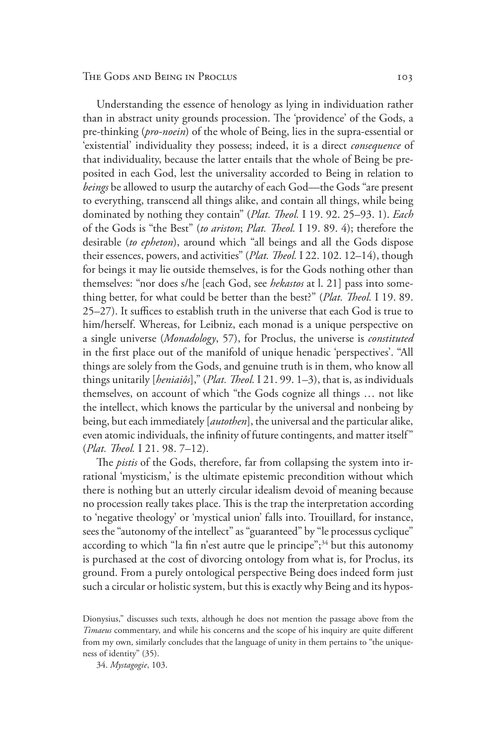Understanding the essence of henology as lying in individuation rather than in abstract unity grounds procession. The 'providence' of the Gods, a pre-thinking (*pro-noein*) of the whole of Being, lies in the supra-essential or 'existential' individuality they possess; indeed, it is a direct *consequence* of that individuality, because the latter entails that the whole of Being be preposited in each God, lest the universality accorded to Being in relation to *beings* be allowed to usurp the autarchy of each God—the Gods "are present to everything, transcend all things alike, and contain all things, while being dominated by nothing they contain" (*Plat. Theol.* I 19. 92. 25–93. 1). *Each* of the Gods is "the Best" (*to ariston*; *Plat. Theol.* I 19. 89. 4); therefore the desirable (*to epheton*), around which "all beings and all the Gods dispose their essences, powers, and activities" (*Plat. Theol.* I 22. 102. 12–14), though for beings it may lie outside themselves, is for the Gods nothing other than themselves: "nor does s/he [each God, see *hekastos* at l. 21] pass into something better, for what could be better than the best?" (*Plat. Theol.* I 19. 89. 25–27). It suffices to establish truth in the universe that each God is true to him/herself. Whereas, for Leibniz, each monad is a unique perspective on a single universe (*Monadology*, 57), for Proclus, the universe is *constituted* in the first place out of the manifold of unique henadic 'perspectives'. "All things are solely from the Gods, and genuine truth is in them, who know all things unitarily [*heniaiôs*]," (*Plat. Theol.* I 21. 99. 1–3), that is, as individuals themselves, on account of which "the Gods cognize all things … not like the intellect, which knows the particular by the universal and nonbeing by being, but each immediately [*autothen*], the universal and the particular alike, even atomic individuals, the infinity of future contingents, and matter itself" (*Plat. Theol.* I 21. 98. 7–12).

The *pistis* of the Gods, therefore, far from collapsing the system into irrational 'mysticism,' is the ultimate epistemic precondition without which there is nothing but an utterly circular idealism devoid of meaning because no procession really takes place. This is the trap the interpretation according to 'negative theology' or 'mystical union' falls into. Trouillard, for instance, sees the "autonomy of the intellect" as "guaranteed" by "le processus cyclique" according to which "la fin n'est autre que le principe";[34] but this autonomy is purchased at the cost of divorcing ontology from what is, for Proclus, its ground. From a purely ontological perspective Being does indeed form just such a circular or holistic system, but this is exactly why Being and its hypos-

Dionysius," discusses such texts, although he does not mention the passage above from the *Timaeus* commentary, and while his concerns and the scope of his inquiry are quite different from my own, similarly concludes that the language of unity in them pertains to "the uniqueness of identity" (35).

34. *Mystagogie*, 103.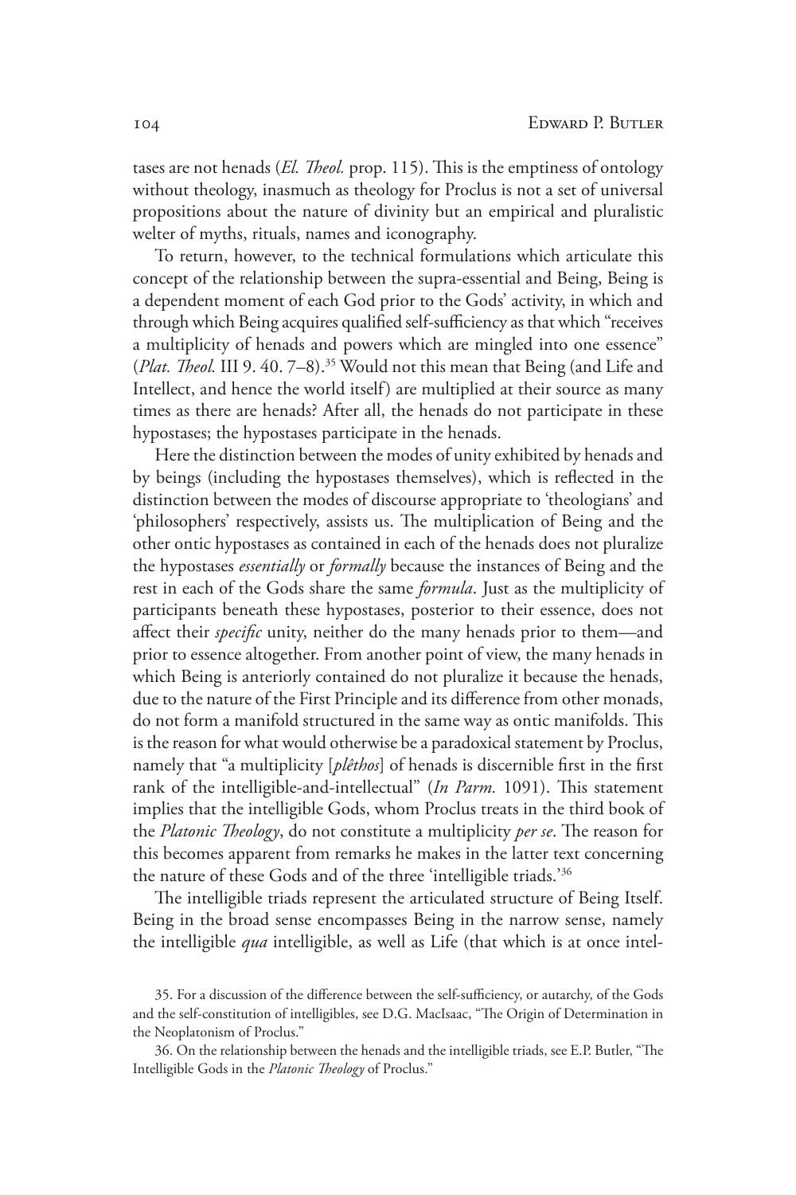tases are not henads (*El. Theol.* prop. 115). This is the emptiness of ontology without theology, inasmuch as theology for Proclus is not a set of universal propositions about the nature of divinity but an empirical and pluralistic welter of myths, rituals, names and iconography.

To return, however, to the technical formulations which articulate this concept of the relationship between the supra-essential and Being, Being is a dependent moment of each God prior to the Gods' activity, in which and through which Being acquires qualified self-sufficiency as that which "receives a multiplicity of henads and powers which are mingled into one essence" (*Plat. Theol.* III 9. 40. 7–8).[35] Would not this mean that Being (and Life and Intellect, and hence the world itself) are multiplied at their source as many times as there are henads? After all, the henads do not participate in these hypostases; the hypostases participate in the henads.

Here the distinction between the modes of unity exhibited by henads and by beings (including the hypostases themselves), which is reflected in the distinction between the modes of discourse appropriate to 'theologians' and 'philosophers' respectively, assists us. The multiplication of Being and the other ontic hypostases as contained in each of the henads does not pluralize the hypostases *essentially* or *formally* because the instances of Being and the rest in each of the Gods share the same *formula*. Just as the multiplicity of participants beneath these hypostases, posterior to their essence, does not affect their *specific* unity, neither do the many henads prior to them—and prior to essence altogether. From another point of view, the many henads in which Being is anteriorly contained do not pluralize it because the henads, due to the nature of the First Principle and its difference from other monads, do not form a manifold structured in the same way as ontic manifolds. This is the reason for what would otherwise be a paradoxical statement by Proclus, namely that "a multiplicity [*plêthos*] of henads is discernible first in the first rank of the intelligible-and-intellectual" (*In Parm.* 1091). This statement implies that the intelligible Gods, whom Proclus treats in the third book of the *Platonic Theology*, do not constitute a multiplicity *per se*. The reason for this becomes apparent from remarks he makes in the latter text concerning the nature of these Gods and of the three 'intelligible triads.'[36]

The intelligible triads represent the articulated structure of Being Itself. Being in the broad sense encompasses Being in the narrow sense, namely the intelligible *qua* intelligible, as well as Life (that which is at once intel-

35. For a discussion of the difference between the self-sufficiency, or autarchy, of the Gods and the self-constitution of intelligibles, see D.G. MacIsaac, "The Origin of Determination in the Neoplatonism of Proclus."

36. On the relationship between the henads and the intelligible triads, see E.P. Butler, "The Intelligible Gods in the *Platonic Theology* of Proclus."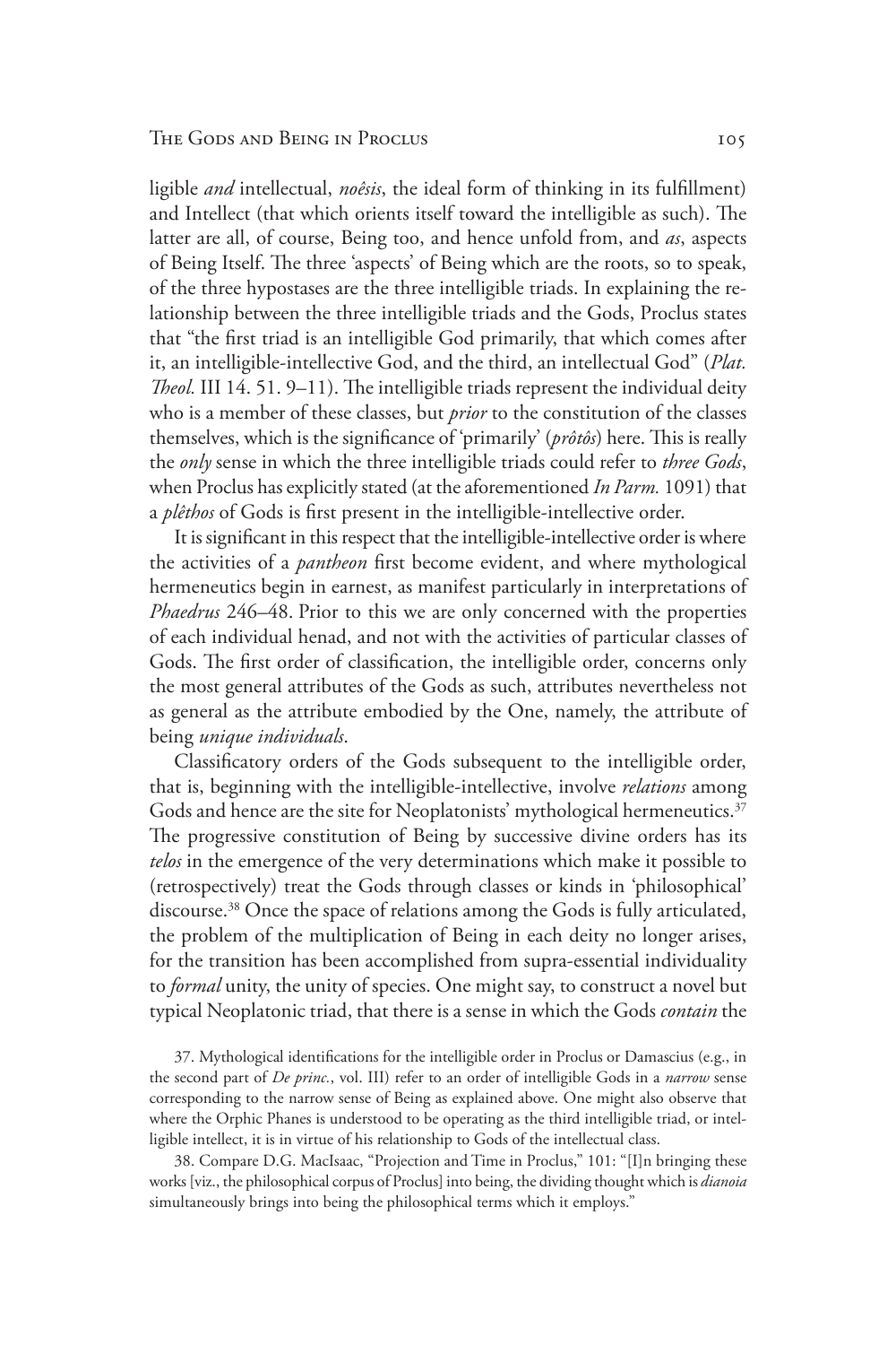ligible *and* intellectual, *noêsis*, the ideal form of thinking in its fulfillment) and Intellect (that which orients itself toward the intelligible as such). The latter are all, of course, Being too, and hence unfold from, and *as*, aspects of Being Itself. The three 'aspects' of Being which are the roots, so to speak, of the three hypostases are the three intelligible triads. In explaining the relationship between the three intelligible triads and the Gods, Proclus states that "the first triad is an intelligible God primarily, that which comes after it, an intelligible-intellective God, and the third, an intellectual God" (*Plat. Theol.* III 14. 51. 9–11). The intelligible triads represent the individual deity who is a member of these classes, but *prior* to the constitution of the classes themselves, which is the significance of 'primarily' (*prôtôs*) here. This is really the *only* sense in which the three intelligible triads could refer to *three Gods*, when Proclus has explicitly stated (at the aforementioned *In Parm.* 1091) that a *plêthos* of Gods is first present in the intelligible-intellective order.

It is significant in this respect that the intelligible-intellective order is where the activities of a *pantheon* first become evident, and where mythological hermeneutics begin in earnest, as manifest particularly in interpretations of *Phaedrus* 246–48. Prior to this we are only concerned with the properties of each individual henad, and not with the activities of particular classes of Gods. The first order of classification, the intelligible order, concerns only the most general attributes of the Gods as such, attributes nevertheless not as general as the attribute embodied by the One, namely, the attribute of being *unique individuals*.

Classificatory orders of the Gods subsequent to the intelligible order, that is, beginning with the intelligible-intellective, involve *relations* among Gods and hence are the site for Neoplatonists' mythological hermeneutics.[37] The progressive constitution of Being by successive divine orders has its *telos* in the emergence of the very determinations which make it possible to (retrospectively) treat the Gods through classes or kinds in 'philosophical' discourse.[38] Once the space of relations among the Gods is fully articulated, the problem of the multiplication of Being in each deity no longer arises, for the transition has been accomplished from supra-essential individuality to *formal* unity, the unity of species. One might say, to construct a novel but typical Neoplatonic triad, that there is a sense in which the Gods *contain* the

37. Mythological identifications for the intelligible order in Proclus or Damascius (e.g., in the second part of *De princ.*, vol. III) refer to an order of intelligible Gods in a *narrow* sense corresponding to the narrow sense of Being as explained above. One might also observe that where the Orphic Phanes is understood to be operating as the third intelligible triad, or intelligible intellect, it is in virtue of his relationship to Gods of the intellectual class.

38. Compare D.G. MacIsaac, "Projection and Time in Proclus," 101: "[I]n bringing these works [viz., the philosophical corpus of Proclus] into being, the dividing thought which is *dianoia* simultaneously brings into being the philosophical terms which it employs."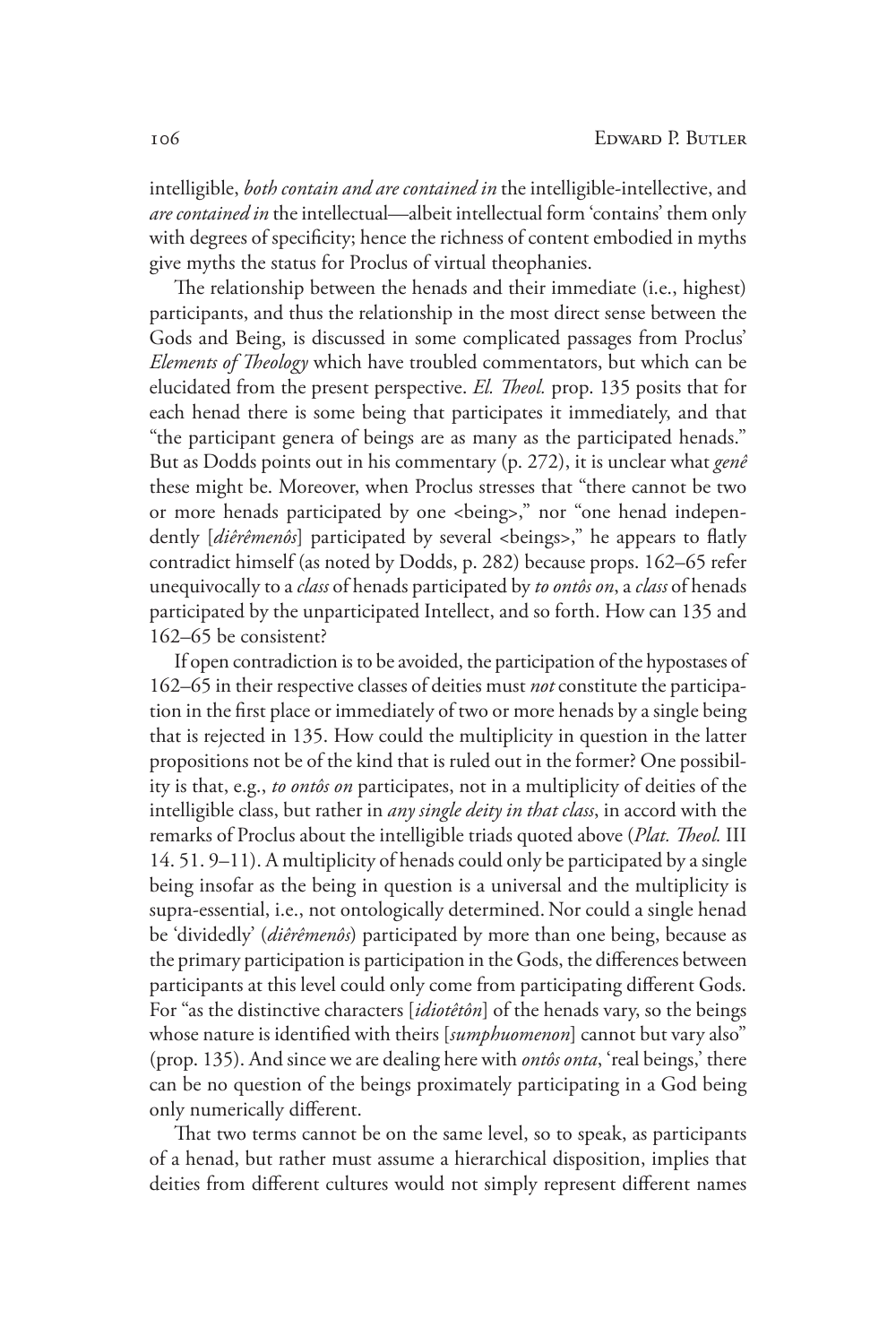intelligible, *both contain and are contained in* the intelligible-intellective, and *are contained in* the intellectual—albeit intellectual form 'contains' them only with degrees of specificity; hence the richness of content embodied in myths give myths the status for Proclus of virtual theophanies.

The relationship between the henads and their immediate (i.e., highest) participants, and thus the relationship in the most direct sense between the Gods and Being, is discussed in some complicated passages from Proclus' *Elements of Theology* which have troubled commentators, but which can be elucidated from the present perspective. *El. Theol.* prop. 135 posits that for each henad there is some being that participates it immediately, and that "the participant genera of beings are as many as the participated henads." But as Dodds points out in his commentary (p. 272), it is unclear what *genê* these might be. Moreover, when Proclus stresses that "there cannot be two or more henads participated by one <being>," nor "one henad independently [*diêrêmenôs*] participated by several <beings>," he appears to flatly contradict himself (as noted by Dodds, p. 282) because props. 162–65 refer unequivocally to a *class* of henads participated by *to ontôs on*, a *class* of henads participated by the unparticipated Intellect, and so forth. How can 135 and 162–65 be consistent?

If open contradiction is to be avoided, the participation of the hypostases of 162–65 in their respective classes of deities must *not* constitute the participation in the first place or immediately of two or more henads by a single being that is rejected in 135. How could the multiplicity in question in the latter propositions not be of the kind that is ruled out in the former? One possibility is that, e.g., *to ontôs on* participates, not in a multiplicity of deities of the intelligible class, but rather in *any single deity in that class*, in accord with the remarks of Proclus about the intelligible triads quoted above (*Plat. Theol.* III 14. 51. 9–11). A multiplicity of henads could only be participated by a single being insofar as the being in question is a universal and the multiplicity is supra-essential, i.e., not ontologically determined. Nor could a single henad be 'dividedly' (*diêrêmenôs*) participated by more than one being, because as the primary participation is participation in the Gods, the differences between participants at this level could only come from participating different Gods. For "as the distinctive characters [*idiotêtôn*] of the henads vary, so the beings whose nature is identified with theirs [*sumphuomenon*] cannot but vary also" (prop. 135). And since we are dealing here with *ontôs onta*, 'real beings,' there can be no question of the beings proximately participating in a God being only numerically different.

That two terms cannot be on the same level, so to speak, as participants of a henad, but rather must assume a hierarchical disposition, implies that deities from different cultures would not simply represent different names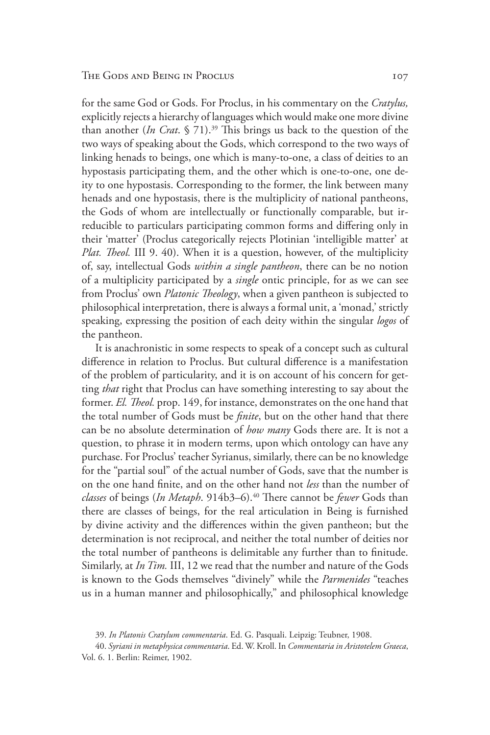for the same God or Gods. For Proclus, in his commentary on the *Cratylus,* explicitly rejects a hierarchy of languages which would make one more divine than another (*In Crat*. § 71).[39] This brings us back to the question of the two ways of speaking about the Gods, which correspond to the two ways of linking henads to beings, one which is many-to-one, a class of deities to an hypostasis participating them, and the other which is one-to-one, one deity to one hypostasis. Corresponding to the former, the link between many henads and one hypostasis, there is the multiplicity of national pantheons, the Gods of whom are intellectually or functionally comparable, but irreducible to particulars participating common forms and differing only in their 'matter' (Proclus categorically rejects Plotinian 'intelligible matter' at *Plat. Theol.* III 9. 40). When it is a question, however, of the multiplicity of, say, intellectual Gods *within a single pantheon*, there can be no notion of a multiplicity participated by a *single* ontic principle, for as we can see from Proclus' own *Platonic Theology*, when a given pantheon is subjected to philosophical interpretation, there is always a formal unit, a 'monad,' strictly speaking, expressing the position of each deity within the singular *logos* of the pantheon.

It is anachronistic in some respects to speak of a concept such as cultural difference in relation to Proclus. But cultural difference is a manifestation of the problem of particularity, and it is on account of his concern for getting *that* right that Proclus can have something interesting to say about the former. *El. Theol.* prop. 149, for instance, demonstrates on the one hand that the total number of Gods must be *finite*, but on the other hand that there can be no absolute determination of *how many* Gods there are. It is not a question, to phrase it in modern terms, upon which ontology can have any purchase. For Proclus' teacher Syrianus, similarly, there can be no knowledge for the "partial soul" of the actual number of Gods, save that the number is on the one hand finite, and on the other hand not *less* than the number of *classes* of beings (*In Metaph*. 914b3–6).[40] There cannot be *fewer* Gods than there are classes of beings, for the real articulation in Being is furnished by divine activity and the differences within the given pantheon; but the determination is not reciprocal, and neither the total number of deities nor the total number of pantheons is delimitable any further than to finitude. Similarly, at *In Tim.* III, 12 we read that the number and nature of the Gods is known to the Gods themselves "divinely" while the *Parmenides* "teaches us in a human manner and philosophically," and philosophical knowledge

39. *In Platonis Cratylum commentaria*. Ed. G. Pasquali. Leipzig: Teubner, 1908.

40. *Syriani in metaphysica commentaria*. Ed. W. Kroll. In *Commentaria in Aristotelem Graeca*, Vol. 6. 1. Berlin: Reimer, 1902.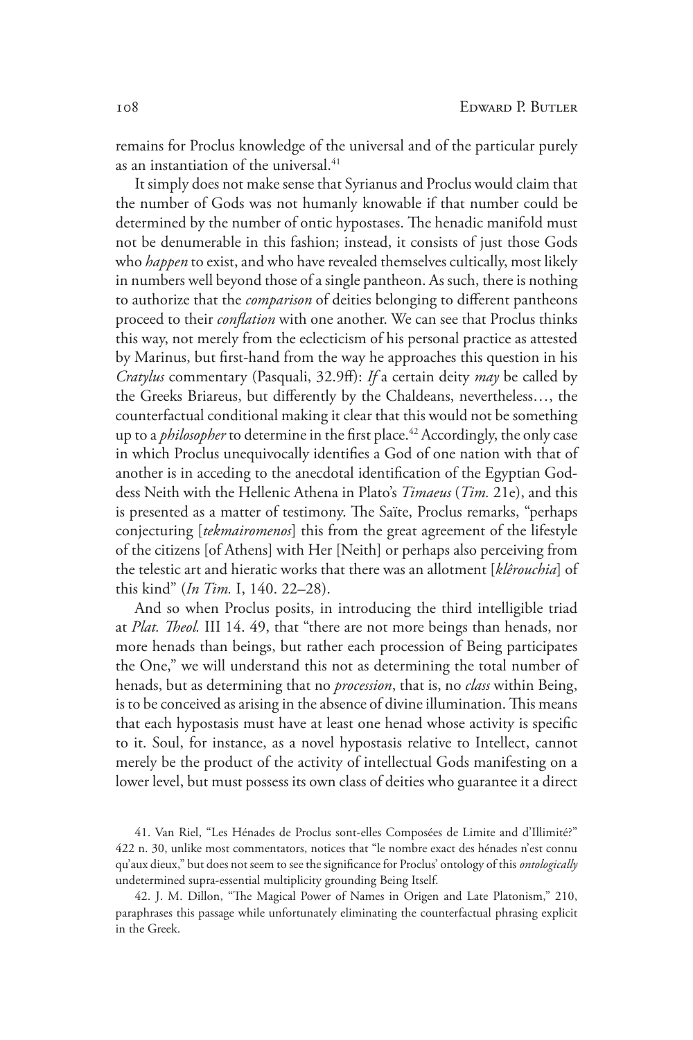remains for Proclus knowledge of the universal and of the particular purely as an instantiation of the universal.[41]

It simply does not make sense that Syrianus and Proclus would claim that the number of Gods was not humanly knowable if that number could be determined by the number of ontic hypostases. The henadic manifold must not be denumerable in this fashion; instead, it consists of just those Gods who *happen* to exist, and who have revealed themselves cultically, most likely in numbers well beyond those of a single pantheon. As such, there is nothing to authorize that the *comparison* of deities belonging to different pantheons proceed to their *conflation* with one another. We can see that Proclus thinks this way, not merely from the eclecticism of his personal practice as attested by Marinus, but first-hand from the way he approaches this question in his *Cratylus* commentary (Pasquali, 32.9ff): *If* a certain deity *may* be called by the Greeks Briareus, but differently by the Chaldeans, nevertheless…, the counterfactual conditional making it clear that this would not be something up to a *philosopher* to determine in the first place.[42] Accordingly, the only case in which Proclus unequivocally identifies a God of one nation with that of another is in acceding to the anecdotal identification of the Egyptian Goddess Neith with the Hellenic Athena in Plato's *Timaeus* (*Tim.* 21e), and this is presented as a matter of testimony. The Saïte, Proclus remarks, "perhaps conjecturing [*tekmairomenos*] this from the great agreement of the lifestyle of the citizens [of Athens] with Her [Neith] or perhaps also perceiving from the telestic art and hieratic works that there was an allotment [*klêrouchia*] of this kind" (*In Tim.* I, 140. 22–28).

And so when Proclus posits, in introducing the third intelligible triad at *Plat. Theol.* III 14. 49, that "there are not more beings than henads, nor more henads than beings, but rather each procession of Being participates the One," we will understand this not as determining the total number of henads, but as determining that no *procession*, that is, no *class* within Being, is to be conceived as arising in the absence of divine illumination. This means that each hypostasis must have at least one henad whose activity is specific to it. Soul, for instance, as a novel hypostasis relative to Intellect, cannot merely be the product of the activity of intellectual Gods manifesting on a lower level, but must possess its own class of deities who guarantee it a direct

41. Van Riel, "Les Hénades de Proclus sont-elles Composées de Limite and d'Illimité?" 422 n. 30, unlike most commentators, notices that "le nombre exact des hénades n'est connu qu'aux dieux," but does not seem to see the significance for Proclus' ontology of this *ontologically* undetermined supra-essential multiplicity grounding Being Itself.

42. J. M. Dillon, "The Magical Power of Names in Origen and Late Platonism," 210, paraphrases this passage while unfortunately eliminating the counterfactual phrasing explicit in the Greek.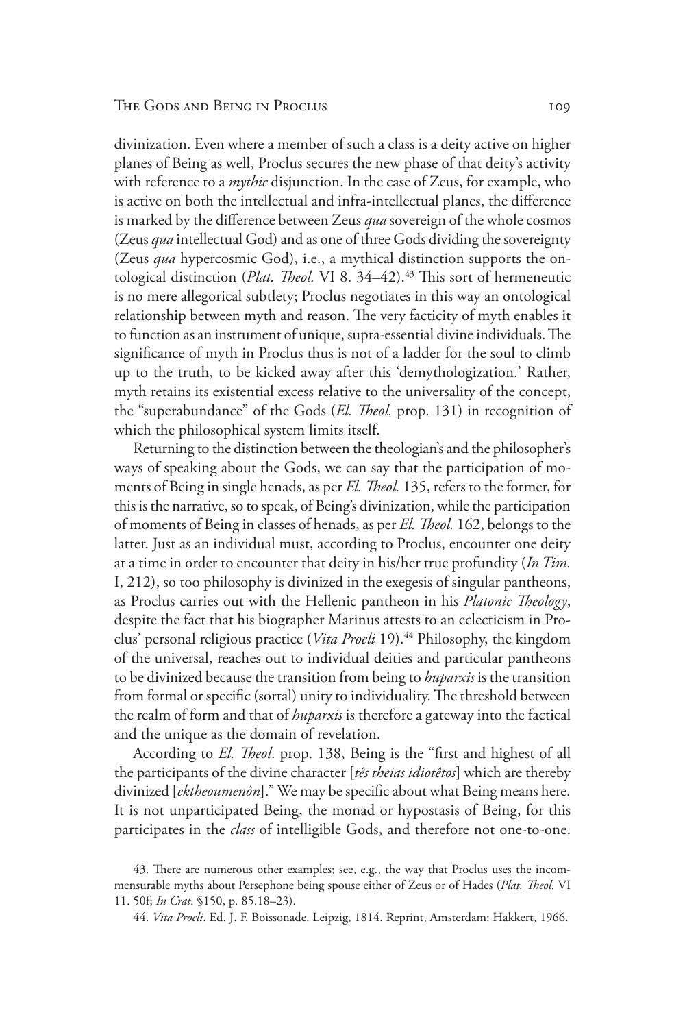divinization. Even where a member of such a class is a deity active on higher planes of Being as well, Proclus secures the new phase of that deity's activity with reference to a *mythic* disjunction. In the case of Zeus, for example, who is active on both the intellectual and infra-intellectual planes, the difference is marked by the difference between Zeus *qua* sovereign of the whole cosmos (Zeus *qua* intellectual God) and as one of three Gods dividing the sovereignty (Zeus *qua* hypercosmic God), i.e., a mythical distinction supports the ontological distinction (*Plat. Theol.* VI 8. 34–42).[43] This sort of hermeneutic is no mere allegorical subtlety; Proclus negotiates in this way an ontological relationship between myth and reason. The very facticity of myth enables it to function as an instrument of unique, supra-essential divine individuals. The significance of myth in Proclus thus is not of a ladder for the soul to climb up to the truth, to be kicked away after this 'demythologization.' Rather, myth retains its existential excess relative to the universality of the concept, the "superabundance" of the Gods (*El. Theol.* prop. 131) in recognition of which the philosophical system limits itself.

Returning to the distinction between the theologian's and the philosopher's ways of speaking about the Gods, we can say that the participation of moments of Being in single henads, as per *El. Theol.* 135, refers to the former, for this is the narrative, so to speak, of Being's divinization, while the participation of moments of Being in classes of henads, as per *El. Theol.* 162, belongs to the latter. Just as an individual must, according to Proclus, encounter one deity at a time in order to encounter that deity in his/her true profundity (*In Tim.* I, 212), so too philosophy is divinized in the exegesis of singular pantheons, as Proclus carries out with the Hellenic pantheon in his *Platonic Theology*, despite the fact that his biographer Marinus attests to an eclecticism in Proclus' personal religious practice (*Vita Procli* 19).[44] Philosophy, the kingdom of the universal, reaches out to individual deities and particular pantheons to be divinized because the transition from being to *huparxis* is the transition from formal or specific (sortal) unity to individuality. The threshold between the realm of form and that of *huparxis* is therefore a gateway into the factical and the unique as the domain of revelation.

According to *El. Theol*. prop. 138, Being is the "first and highest of all the participants of the divine character [*tês theias idiotêtos*] which are thereby divinized [*ektheoumenôn*]." We may be specific about what Being means here. It is not unparticipated Being, the monad or hypostasis of Being, for this participates in the *class* of intelligible Gods, and therefore not one-to-one.

43. There are numerous other examples; see, e.g., the way that Proclus uses the incommensurable myths about Persephone being spouse either of Zeus or of Hades (*Plat. Theol.* VI 11. 50f; *In Crat*. §150, p. 85.18–23).

44. *Vita Procli*. Ed. J. F. Boissonade. Leipzig, 1814. Reprint, Amsterdam: Hakkert, 1966.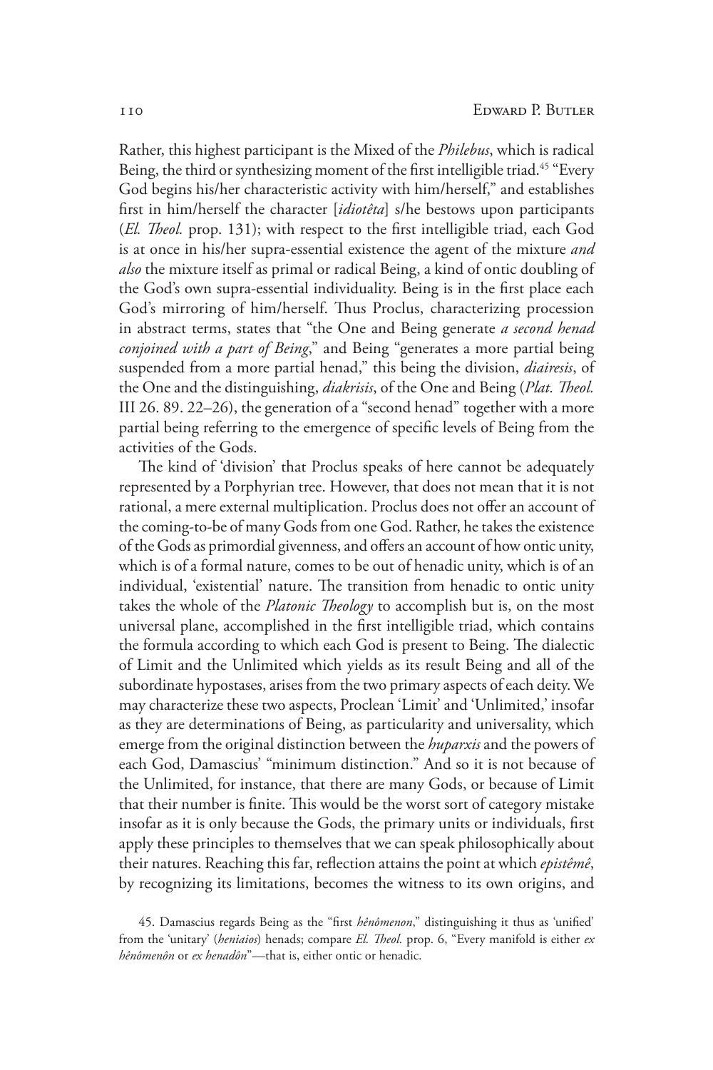Rather, this highest participant is the Mixed of the *Philebus*, which is radical Being, the third or synthesizing moment of the first intelligible triad.[45] "Every God begins his/her characteristic activity with him/herself," and establishes first in him/herself the character [*idiotêta*] s/he bestows upon participants (*El. Theol.* prop. 131); with respect to the first intelligible triad, each God is at once in his/her supra-essential existence the agent of the mixture *and also* the mixture itself as primal or radical Being, a kind of ontic doubling of the God's own supra-essential individuality. Being is in the first place each God's mirroring of him/herself. Thus Proclus, characterizing procession in abstract terms, states that "the One and Being generate *a second henad conjoined with a part of Being*," and Being "generates a more partial being suspended from a more partial henad," this being the division, *diairesis*, of the One and the distinguishing, *diakrisis*, of the One and Being (*Plat. Theol.* III 26. 89. 22–26), the generation of a "second henad" together with a more partial being referring to the emergence of specific levels of Being from the activities of the Gods.

The kind of 'division' that Proclus speaks of here cannot be adequately represented by a Porphyrian tree. However, that does not mean that it is not rational, a mere external multiplication. Proclus does not offer an account of the coming-to-be of many Gods from one God. Rather, he takes the existence of the Gods as primordial givenness, and offers an account of how ontic unity, which is of a formal nature, comes to be out of henadic unity, which is of an individual, 'existential' nature. The transition from henadic to ontic unity takes the whole of the *Platonic Theology* to accomplish but is, on the most universal plane, accomplished in the first intelligible triad, which contains the formula according to which each God is present to Being. The dialectic of Limit and the Unlimited which yields as its result Being and all of the subordinate hypostases, arises from the two primary aspects of each deity. We may characterize these two aspects, Proclean 'Limit' and 'Unlimited,' insofar as they are determinations of Being, as particularity and universality, which emerge from the original distinction between the *huparxis* and the powers of each God, Damascius' "minimum distinction." And so it is not because of the Unlimited, for instance, that there are many Gods, or because of Limit that their number is finite. This would be the worst sort of category mistake insofar as it is only because the Gods, the primary units or individuals, first apply these principles to themselves that we can speak philosophically about their natures. Reaching this far, reflection attains the point at which *epistêmê*, by recognizing its limitations, becomes the witness to its own origins, and

45. Damascius regards Being as the "first *hênômenon*," distinguishing it thus as 'unified' from the 'unitary' (*heniaios*) henads; compare *El. Theol.* prop. 6, "Every manifold is either *ex hênômenôn* or *ex henadôn*"—that is, either ontic or henadic.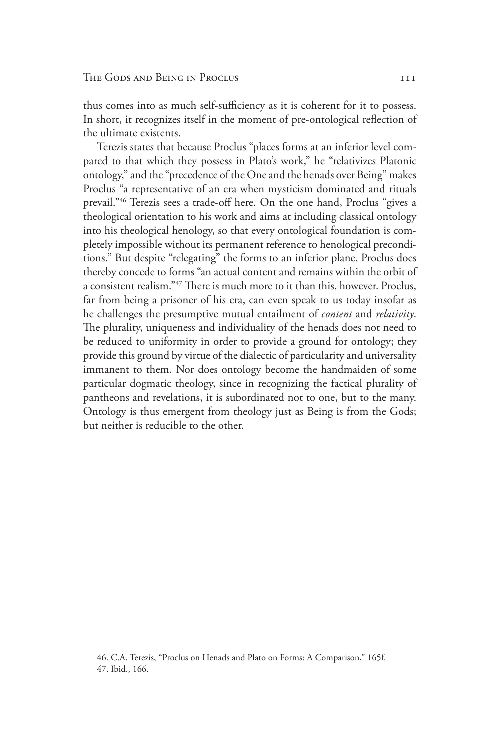thus comes into as much self-sufficiency as it is coherent for it to possess. In short, it recognizes itself in the moment of pre-ontological reflection of the ultimate existents.

Terezis states that because Proclus "places forms at an inferior level compared to that which they possess in Plato's work," he "relativizes Platonic ontology," and the "precedence of the One and the henads over Being" makes Proclus "a representative of an era when mysticism dominated and rituals prevail."[46] Terezis sees a trade-off here. On the one hand, Proclus "gives a theological orientation to his work and aims at including classical ontology into his theological henology, so that every ontological foundation is completely impossible without its permanent reference to henological preconditions." But despite "relegating" the forms to an inferior plane, Proclus does thereby concede to forms "an actual content and remains within the orbit of a consistent realism."[47] There is much more to it than this, however. Proclus, far from being a prisoner of his era, can even speak to us today insofar as he challenges the presumptive mutual entailment of *content* and *relativity*. The plurality, uniqueness and individuality of the henads does not need to be reduced to uniformity in order to provide a ground for ontology; they provide this ground by virtue of the dialectic of particularity and universality immanent to them. Nor does ontology become the handmaiden of some particular dogmatic theology, since in recognizing the factical plurality of pantheons and revelations, it is subordinated not to one, but to the many. Ontology is thus emergent from theology just as Being is from the Gods; but neither is reducible to the other.

46. C.A. Terezis, "Proclus on Henads and Plato on Forms: A Comparison," 165f.
47. Ibid., 166.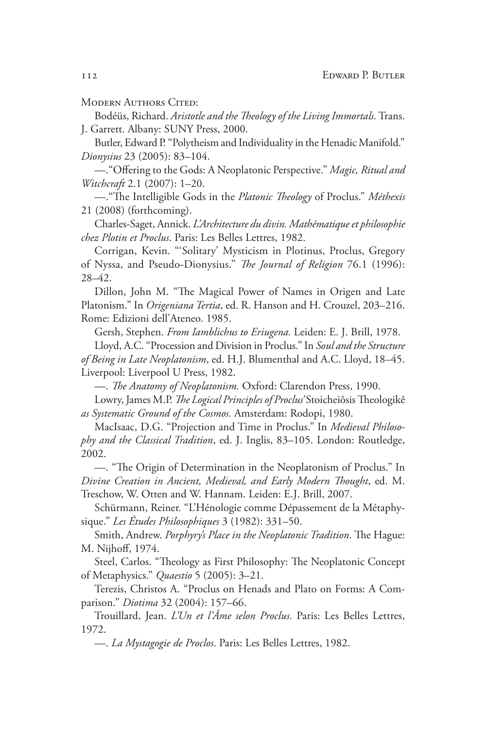Modern Authors Cited:

Bodéüs, Richard. *Aristotle and the Theology of the Living Immortals*. Trans. J. Garrett. Albany: SUNY Press, 2000.

Butler, Edward P. "Polytheism and Individuality in the Henadic Manifold." *Dionysius* 23 (2005): 83–104.

—. "Offering to the Gods: A Neoplatonic Perspective." *Magic, Ritual and Witchcraft* 2.1 (2007): 1–20.

—. "The Intelligible Gods in the *Platonic Theology* of Proclus." *Méthexis* 21 (2008) (forthcoming).

Charles-Saget, Annick. *L'Architecture du divin. Mathématique et philosophie chez Plotin et Proclus*. Paris: Les Belles Lettres, 1982.

Corrigan, Kevin. "'Solitary' Mysticism in Plotinus, Proclus, Gregory of Nyssa, and Pseudo-Dionysius." *The Journal of Religion* 76.1 (1996): 28–42.

Dillon, John M. "The Magical Power of Names in Origen and Late Platonism." In *Origeniana Tertia*, ed. R. Hanson and H. Crouzel, 203–216. Rome: Edizioni dell'Ateneo. 1985.

Gersh, Stephen. *From Iamblichus to Eriugena.* Leiden: E. J. Brill, 1978.

Lloyd, A.C. "Procession and Division in Proclus." In *Soul and the Structure of Being in Late Neoplatonism*, ed. H.J. Blumenthal and A.C. Lloyd, 18–45. Liverpool: Liverpool U Press, 1982.

—. *The Anatomy of Neoplatonism.* Oxford: Clarendon Press, 1990.

Lowry, James M.P. *The Logical Principles of Proclus'* Stoicheiôsis Theologikê *as Systematic Ground of the Cosmos.* Amsterdam: Rodopi, 1980.

MacIsaac, D.G. "Projection and Time in Proclus." In *Medieval Philosophy and the Classical Tradition*, ed. J. Inglis, 83–105. London: Routledge, 2002.

—. "The Origin of Determination in the Neoplatonism of Proclus." In *Divine Creation in Ancient, Medieval, and Early Modern Thought*, ed. M. Treschow, W. Otten and W. Hannam. Leiden: E.J. Brill, 2007.

Schürmann, Reiner. "L'Hénologie comme Dépassement de la Métaphysique." *Les Études Philosophiques* 3 (1982): 331–50.

Smith, Andrew. *Porphyry's Place in the Neoplatonic Tradition*. The Hague: M. Nijhoff, 1974.

Steel, Carlos. "Theology as First Philosophy: The Neoplatonic Concept of Metaphysics." *Quaestio* 5 (2005): 3–21.

Terezis, Christos A. "Proclus on Henads and Plato on Forms: A Comparison." *Diotima* 32 (2004): 157–66.

Trouillard, Jean. *L'Un et l'Âme selon Proclus.* Paris: Les Belles Lettres, 1972.

—. *La Mystagogie de Proclos*. Paris: Les Belles Lettres, 1982.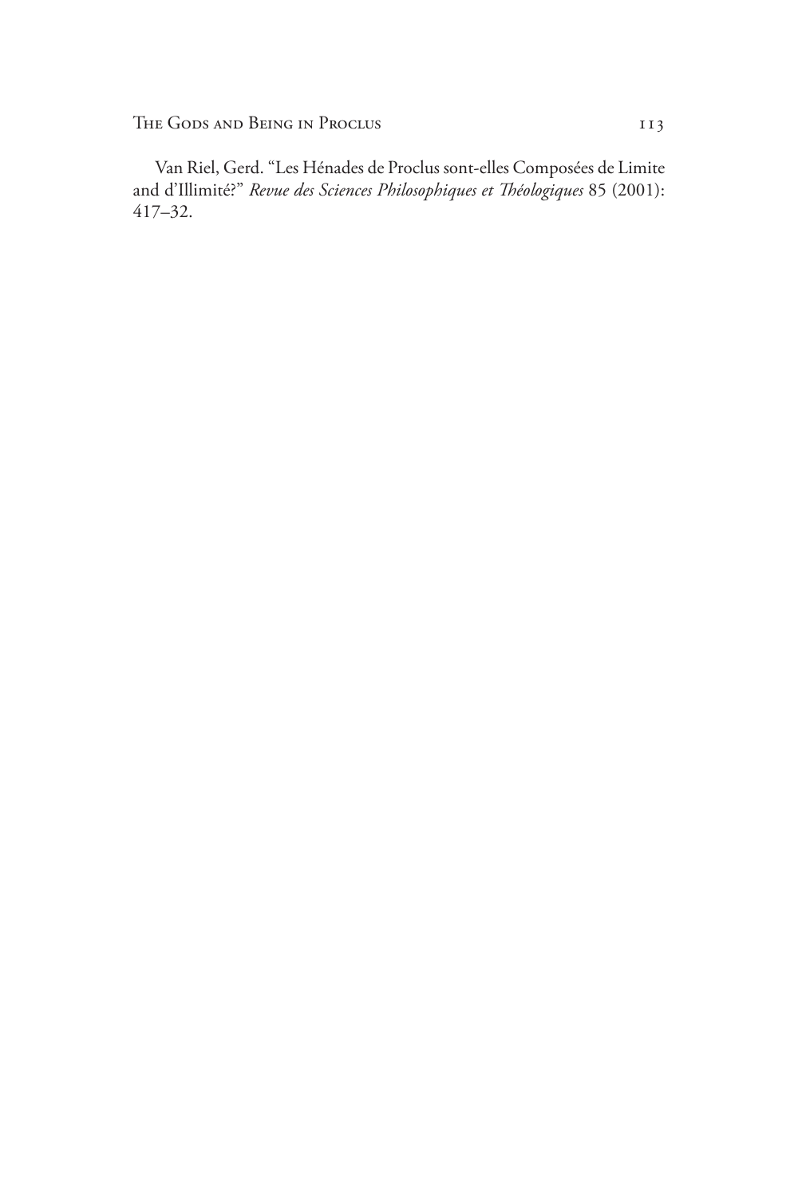Van Riel, Gerd. "Les Hénades de Proclus sont-elles Composées de Limite and d'Illimité?" *Revue des Sciences Philosophiques et Théologiques* 85 (2001): 417–32.